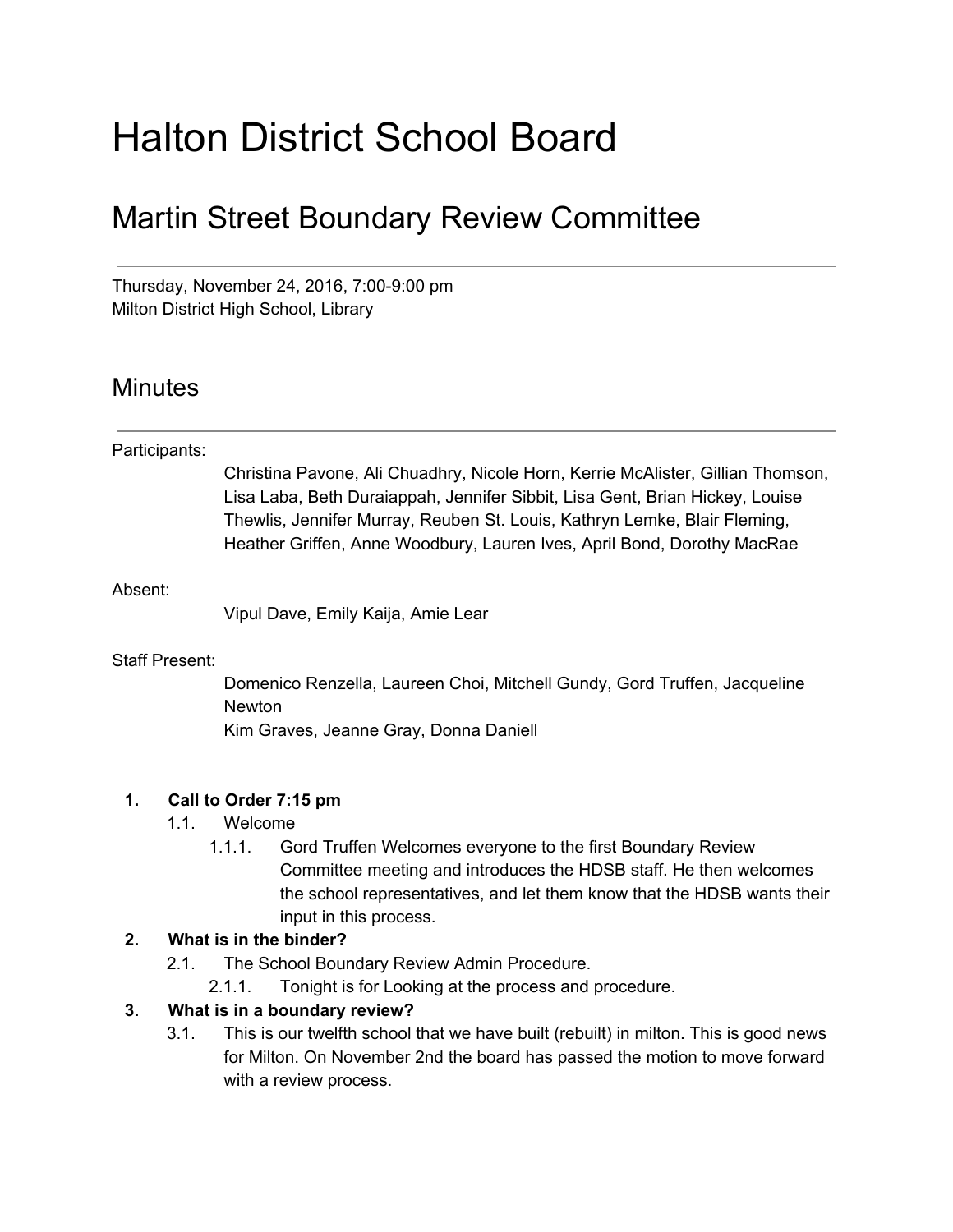# Halton District School Board

## Martin Street Boundary Review Committee

---

Thursday, November 24, 2016, 7:00-9:00 pm
Milton District High School, Library

## Minutes

---

Participants:

Christina Pavone, Ali Chuadhry, Nicole Horn, Kerrie McAlister, Gillian Thomson, Lisa Laba, Beth Duraiappah, Jennifer Sibbit, Lisa Gent, Brian Hickey, Louise Thewlis, Jennifer Murray, Reuben St. Louis, Kathryn Lemke, Blair Fleming, Heather Griffen, Anne Woodbury, Lauren Ives, April Bond, Dorothy MacRae

Absent:

Vipul Dave, Emily Kaija, Amie Lear

Staff Present:

Domenico Renzella, Laureen Choi, Mitchell Gundy, Gord Truffen, Jacqueline Newton
Kim Graves, Jeanne Gray, Donna Daniell

1. **Call to Order 7:15 pm**
    1.1. Welcome
        1.1.1. Gord Truffen Welcomes everyone to the first Boundary Review Committee meeting and introduces the HDSB staff. He then welcomes the school representatives, and let them know that the HDSB wants their input in this process.
2. **What is in the binder?**
    2.1. The School Boundary Review Admin Procedure.
        2.1.1. Tonight is for Looking at the process and procedure.
3. **What is in a boundary review?**
    3.1. This is our twelfth school that we have built (rebuilt) in milton. This is good news for Milton. On November 2nd the board has passed the motion to move forward with a review process.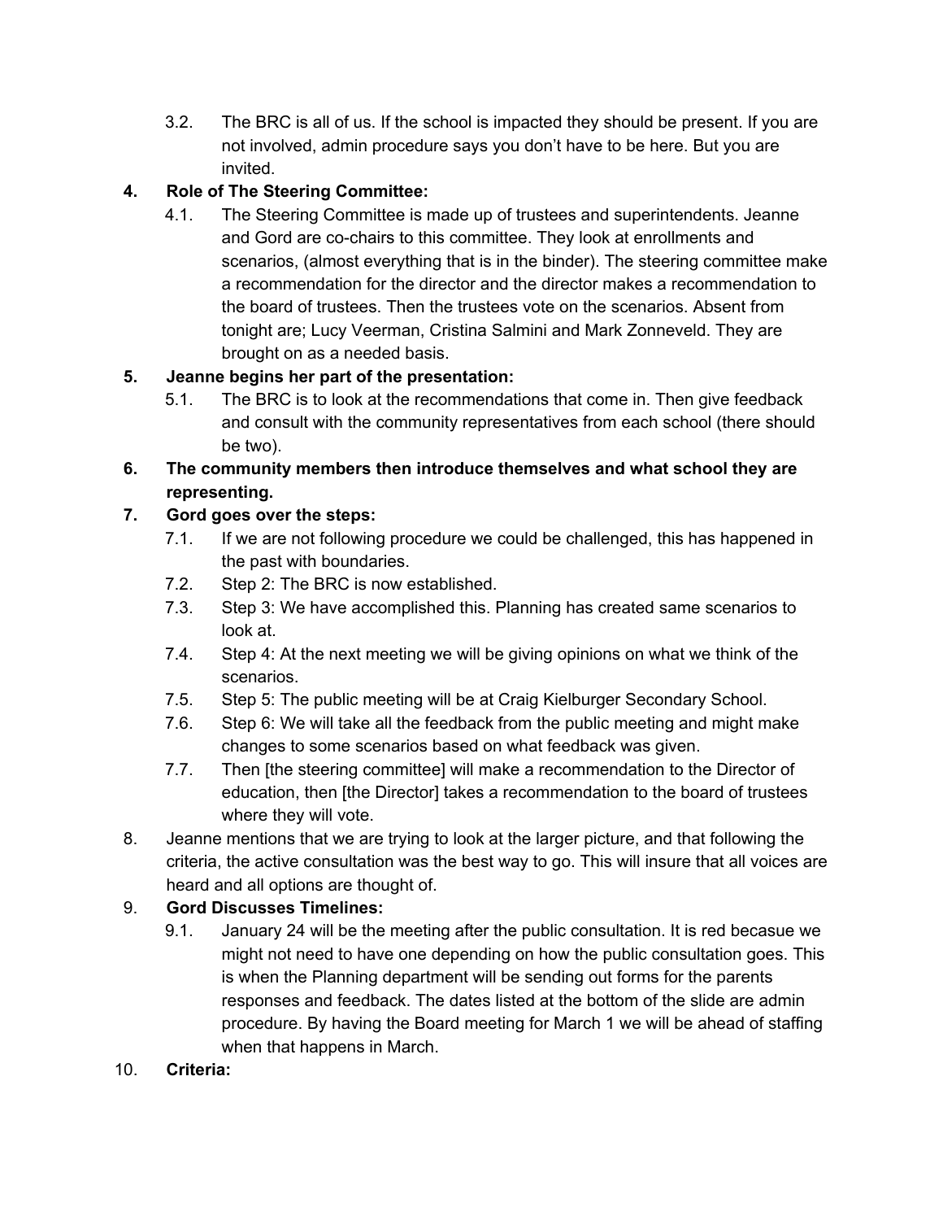3.2. The BRC is all of us. If the school is impacted they should be present. If you are not involved, admin procedure says you don't have to be here. But you are invited.

**4. Role of The Steering Committee:**

4.1. The Steering Committee is made up of trustees and superintendents. Jeanne and Gord are co-chairs to this committee. They look at enrollments and scenarios, (almost everything that is in the binder). The steering committee make a recommendation for the director and the director makes a recommendation to the board of trustees. Then the trustees vote on the scenarios. Absent from tonight are; Lucy Veerman, Cristina Salmini and Mark Zonneveld. They are brought on as a needed basis.

**5. Jeanne begins her part of the presentation:**

5.1. The BRC is to look at the recommendations that come in. Then give feedback and consult with the community representatives from each school (there should be two).

**6. The community members then introduce themselves and what school they are representing.**

**7. Gord goes over the steps:**

7.1. If we are not following procedure we could be challenged, this has happened in the past with boundaries.

7.2. Step 2: The BRC is now established.

7.3. Step 3: We have accomplished this. Planning has created same scenarios to look at.

7.4. Step 4: At the next meeting we will be giving opinions on what we think of the scenarios.

7.5. Step 5: The public meeting will be at Craig Kielburger Secondary School.

7.6. Step 6: We will take all the feedback from the public meeting and might make changes to some scenarios based on what feedback was given.

7.7. Then [the steering committee] will make a recommendation to the Director of education, then [the Director] takes a recommendation to the board of trustees where they will vote.

8. Jeanne mentions that we are trying to look at the larger picture, and that following the criteria, the active consultation was the best way to go. This will insure that all voices are heard and all options are thought of.

**9. Gord Discusses Timelines:**

9.1. January 24 will be the meeting after the public consultation. It is red becasue we might not need to have one depending on how the public consultation goes. This is when the Planning department will be sending out forms for the parents responses and feedback. The dates listed at the bottom of the slide are admin procedure. By having the Board meeting for March 1 we will be ahead of staffing when that happens in March.

**10. Criteria:**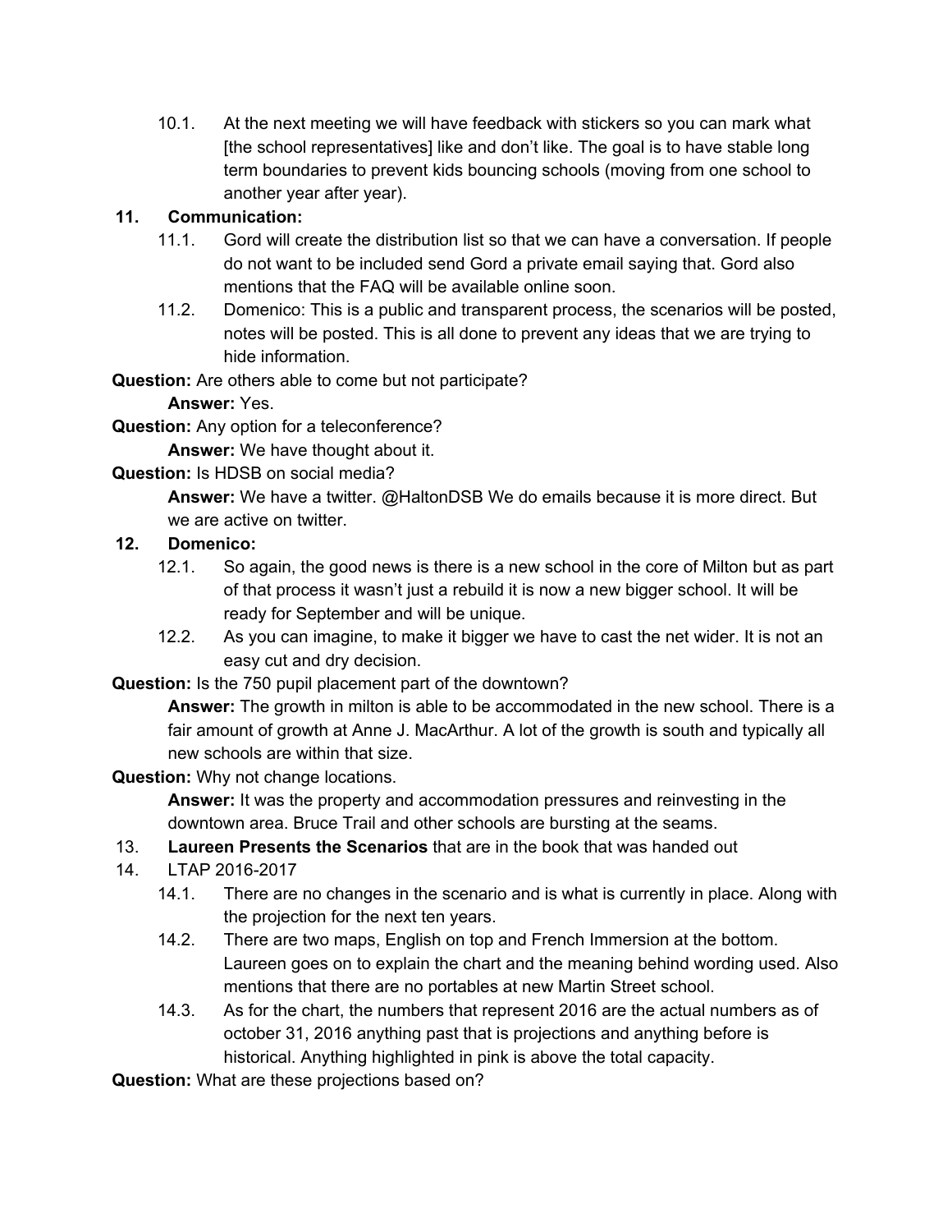10.1. At the next meeting we will have feedback with stickers so you can mark what [the school representatives] like and don't like. The goal is to have stable long term boundaries to prevent kids bouncing schools (moving from one school to another year after year).

**11. Communication:**

11.1. Gord will create the distribution list so that we can have a conversation. If people do not want to be included send Gord a private email saying that. Gord also mentions that the FAQ will be available online soon.

11.2. Domenico: This is a public and transparent process, the scenarios will be posted, notes will be posted. This is all done to prevent any ideas that we are trying to hide information.

**Question:** Are others able to come but not participate?

**Answer:** Yes.

**Question:** Any option for a teleconference?

**Answer:** We have thought about it.

**Question:** Is HDSB on social media?

**Answer:** We have a twitter. @HaltonDSB We do emails because it is more direct. But we are active on twitter.

**12. Domenico:**

12.1. So again, the good news is there is a new school in the core of Milton but as part of that process it wasn't just a rebuild it is now a new bigger school. It will be ready for September and will be unique.

12.2. As you can imagine, to make it bigger we have to cast the net wider. It is not an easy cut and dry decision.

**Question:** Is the 750 pupil placement part of the downtown?

**Answer:** The growth in milton is able to be accommodated in the new school. There is a fair amount of growth at Anne J. MacArthur. A lot of the growth is south and typically all new schools are within that size.

**Question:** Why not change locations.

**Answer:** It was the property and accommodation pressures and reinvesting in the downtown area. Bruce Trail and other schools are bursting at the seams.

13. **Laureen Presents the Scenarios** that are in the book that was handed out

14. LTAP 2016-2017

14.1. There are no changes in the scenario and is what is currently in place. Along with the projection for the next ten years.

14.2. There are two maps, English on top and French Immersion at the bottom. Laureen goes on to explain the chart and the meaning behind wording used. Also mentions that there are no portables at new Martin Street school.

14.3. As for the chart, the numbers that represent 2016 are the actual numbers as of october 31, 2016 anything past that is projections and anything before is historical. Anything highlighted in pink is above the total capacity.

**Question:** What are these projections based on?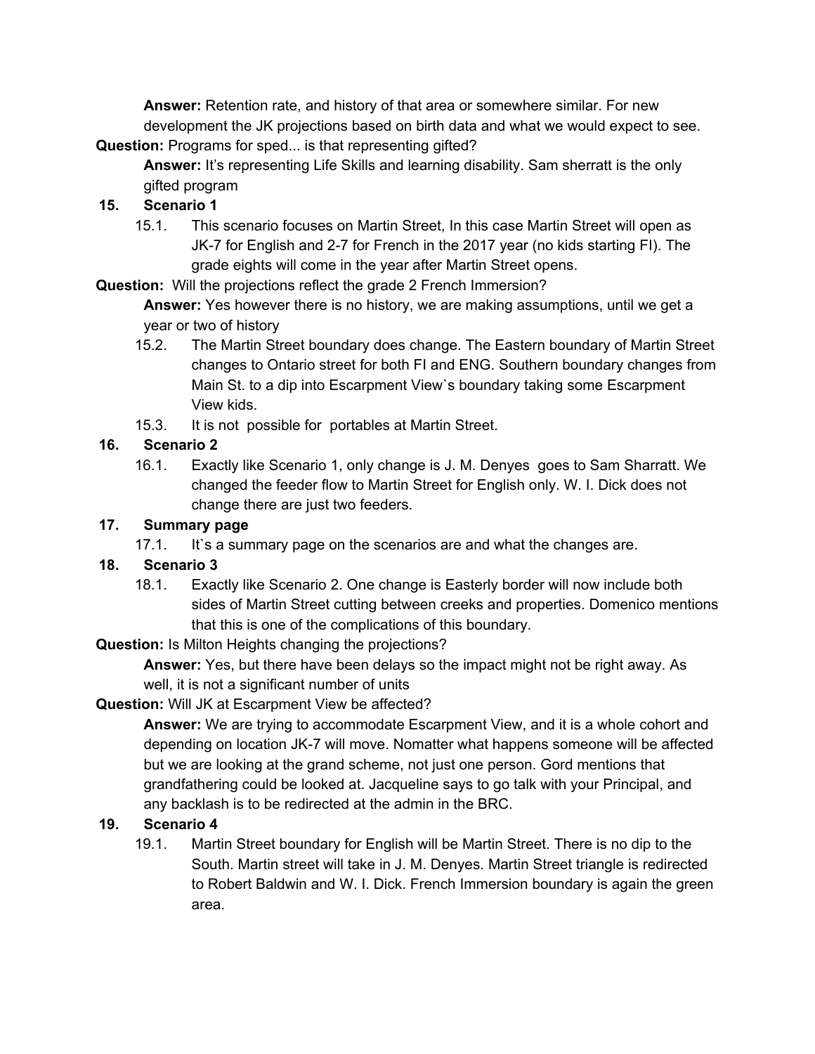**Answer:** Retention rate, and history of that area or somewhere similar. For new development the JK projections based on birth data and what we would expect to see.

**Question:** Programs for sped... is that representing gifted?

**Answer:** It's representing Life Skills and learning disability. Sam sherratt is the only gifted program

**15. Scenario 1**

15.1. This scenario focuses on Martin Street, In this case Martin Street will open as JK-7 for English and 2-7 for French in the 2017 year (no kids starting FI). The grade eights will come in the year after Martin Street opens.

**Question:** Will the projections reflect the grade 2 French Immersion?

**Answer:** Yes however there is no history, we are making assumptions, until we get a year or two of history

15.2. The Martin Street boundary does change. The Eastern boundary of Martin Street changes to Ontario street for both FI and ENG. Southern boundary changes from Main St. to a dip into Escarpment View`s boundary taking some Escarpment View kids.

15.3. It is not possible for portables at Martin Street.

**16. Scenario 2**

16.1. Exactly like Scenario 1, only change is J. M. Denyes goes to Sam Sharratt. We changed the feeder flow to Martin Street for English only. W. I. Dick does not change there are just two feeders.

**17. Summary page**

17.1. It`s a summary page on the scenarios are and what the changes are.

**18. Scenario 3**

18.1. Exactly like Scenario 2. One change is Easterly border will now include both sides of Martin Street cutting between creeks and properties. Domenico mentions that this is one of the complications of this boundary.

**Question:** Is Milton Heights changing the projections?

**Answer:** Yes, but there have been delays so the impact might not be right away. As well, it is not a significant number of units

**Question:** Will JK at Escarpment View be affected?

**Answer:** We are trying to accommodate Escarpment View, and it is a whole cohort and depending on location JK-7 will move. Nomatter what happens someone will be affected but we are looking at the grand scheme, not just one person. Gord mentions that grandfathering could be looked at. Jacqueline says to go talk with your Principal, and any backlash is to be redirected at the admin in the BRC.

**19. Scenario 4**

19.1. Martin Street boundary for English will be Martin Street. There is no dip to the South. Martin street will take in J. M. Denyes. Martin Street triangle is redirected to Robert Baldwin and W. I. Dick. French Immersion boundary is again the green area.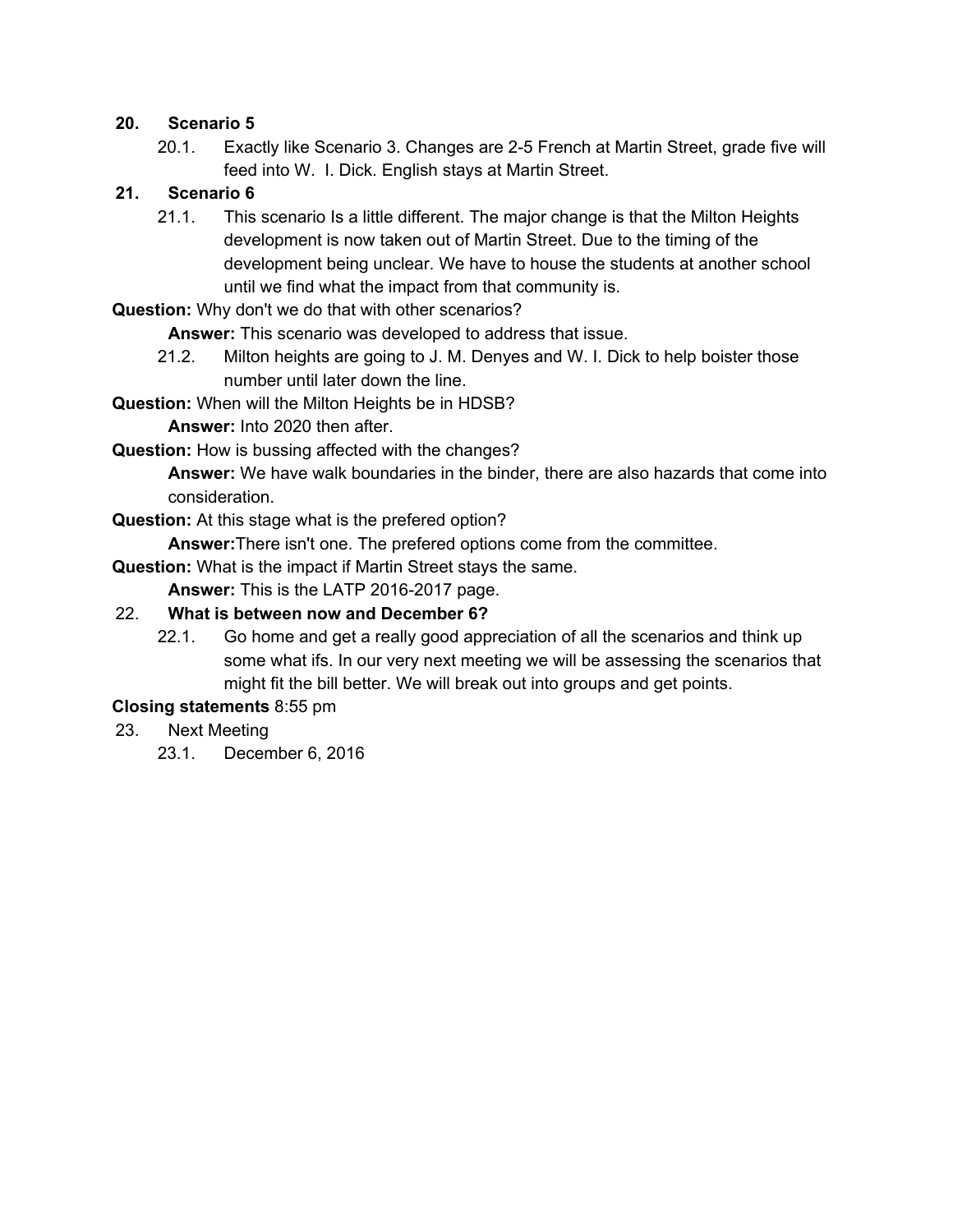**20. Scenario 5**

20.1. Exactly like Scenario 3. Changes are 2-5 French at Martin Street, grade five will feed into W. I. Dick. English stays at Martin Street.

**21. Scenario 6**

21.1. This scenario Is a little different. The major change is that the Milton Heights development is now taken out of Martin Street. Due to the timing of the development being unclear. We have to house the students at another school until we find what the impact from that community is.

**Question:** Why don't we do that with other scenarios?

**Answer:** This scenario was developed to address that issue.

21.2. Milton heights are going to J. M. Denyes and W. I. Dick to help boister those number until later down the line.

**Question:** When will the Milton Heights be in HDSB?

**Answer:** Into 2020 then after.

**Question:** How is bussing affected with the changes?

**Answer:** We have walk boundaries in the binder, there are also hazards that come into consideration.

**Question:** At this stage what is the prefered option?

**Answer:** There isn't one. The prefered options come from the committee.

**Question:** What is the impact if Martin Street stays the same.

**Answer:** This is the LATP 2016-2017 page.

22. **What is between now and December 6?**

22.1. Go home and get a really good appreciation of all the scenarios and think up some what ifs. In our very next meeting we will be assessing the scenarios that might fit the bill better. We will break out into groups and get points.

**Closing statements** 8:55 pm

23. Next Meeting

23.1. December 6, 2016